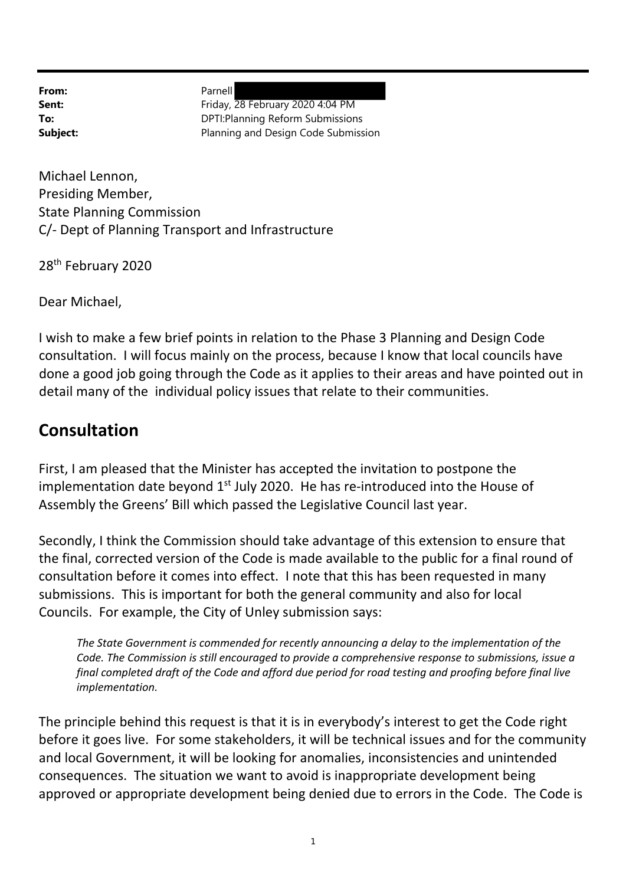**From:** Parnell
**Sent:** Friday, 28 February 2020 4:04 PM
**To:** DPTI:Planning Reform Submissions
**Subject:** Planning and Design Code Submission

Michael Lennon,
Presiding Member,
State Planning Commission
C/- Dept of Planning Transport and Infrastructure

28th February 2020

Dear Michael,

I wish to make a few brief points in relation to the Phase 3 Planning and Design Code consultation. I will focus mainly on the process, because I know that local councils have done a good job going through the Code as it applies to their areas and have pointed out in detail many of the individual policy issues that relate to their communities.

## Consultation

First, I am pleased that the Minister has accepted the invitation to postpone the implementation date beyond 1st July 2020. He has re-introduced into the House of Assembly the Greens' Bill which passed the Legislative Council last year.

Secondly, I think the Commission should take advantage of this extension to ensure that the final, corrected version of the Code is made available to the public for a final round of consultation before it comes into effect. I note that this has been requested in many submissions. This is important for both the general community and also for local Councils. For example, the City of Unley submission says:

> *The State Government is commended for recently announcing a delay to the implementation of the Code. The Commission is still encouraged to provide a comprehensive response to submissions, issue a final completed draft of the Code and afford due period for road testing and proofing before final live implementation.*

The principle behind this request is that it is in everybody's interest to get the Code right before it goes live. For some stakeholders, it will be technical issues and for the community and local Government, it will be looking for anomalies, inconsistencies and unintended consequences. The situation we want to avoid is inappropriate development being approved or appropriate development being denied due to errors in the Code. The Code is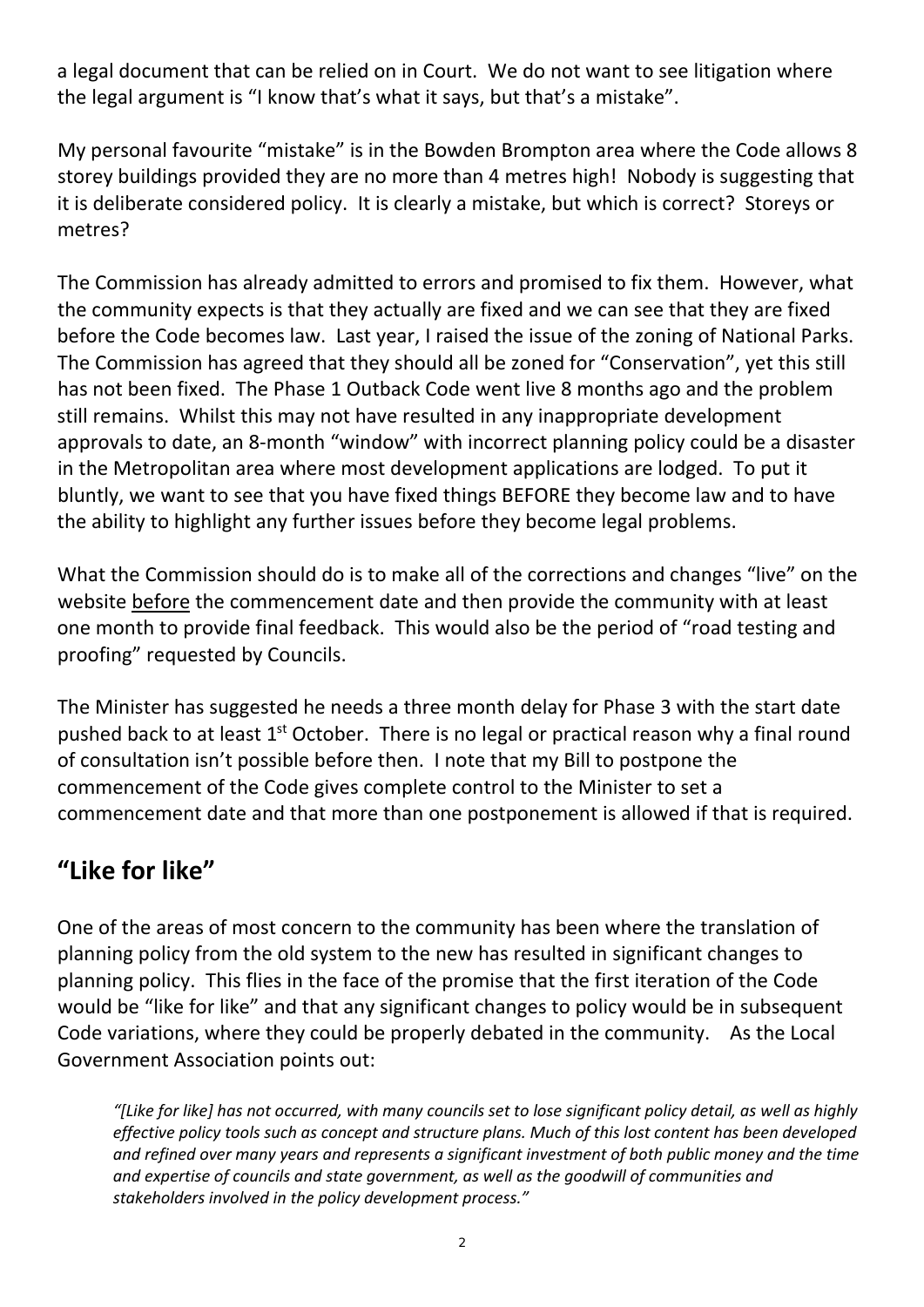a legal document that can be relied on in Court. We do not want to see litigation where the legal argument is "I know that's what it says, but that's a mistake".

My personal favourite "mistake" is in the Bowden Brompton area where the Code allows 8 storey buildings provided they are no more than 4 metres high! Nobody is suggesting that it is deliberate considered policy. It is clearly a mistake, but which is correct? Storeys or metres?

The Commission has already admitted to errors and promised to fix them. However, what the community expects is that they actually are fixed and we can see that they are fixed before the Code becomes law. Last year, I raised the issue of the zoning of National Parks. The Commission has agreed that they should all be zoned for "Conservation", yet this still has not been fixed. The Phase 1 Outback Code went live 8 months ago and the problem still remains. Whilst this may not have resulted in any inappropriate development approvals to date, an 8-month "window" with incorrect planning policy could be a disaster in the Metropolitan area where most development applications are lodged. To put it bluntly, we want to see that you have fixed things BEFORE they become law and to have the ability to highlight any further issues before they become legal problems.

What the Commission should do is to make all of the corrections and changes "live" on the website <u>before</u> the commencement date and then provide the community with at least one month to provide final feedback. This would also be the period of "road testing and proofing" requested by Councils.

The Minister has suggested he needs a three month delay for Phase 3 with the start date pushed back to at least 1st October. There is no legal or practical reason why a final round of consultation isn't possible before then. I note that my Bill to postpone the commencement of the Code gives complete control to the Minister to set a commencement date and that more than one postponement is allowed if that is required.

## "Like for like"

One of the areas of most concern to the community has been where the translation of planning policy from the old system to the new has resulted in significant changes to planning policy. This flies in the face of the promise that the first iteration of the Code would be "like for like" and that any significant changes to policy would be in subsequent Code variations, where they could be properly debated in the community. As the Local Government Association points out:

> *"[Like for like] has not occurred, with many councils set to lose significant policy detail, as well as highly effective policy tools such as concept and structure plans. Much of this lost content has been developed and refined over many years and represents a significant investment of both public money and the time and expertise of councils and state government, as well as the goodwill of communities and stakeholders involved in the policy development process."*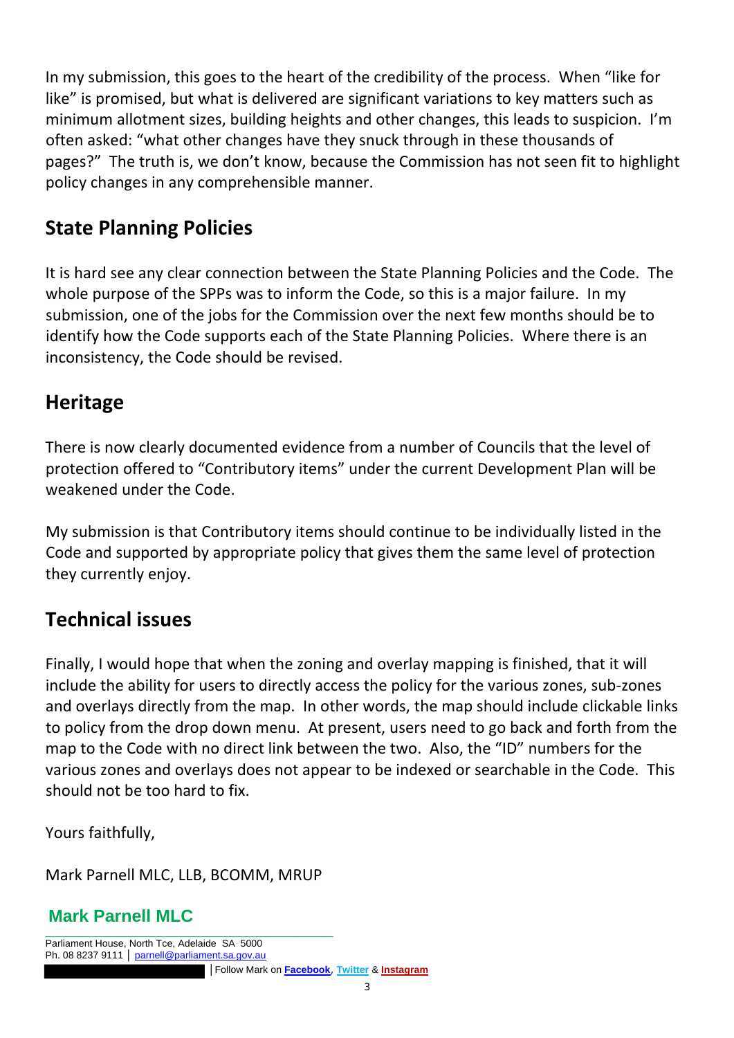In my submission, this goes to the heart of the credibility of the process. When "like for like" is promised, but what is delivered are significant variations to key matters such as minimum allotment sizes, building heights and other changes, this leads to suspicion. I'm often asked: "what other changes have they snuck through in these thousands of pages?" The truth is, we don't know, because the Commission has not seen fit to highlight policy changes in any comprehensible manner.

## State Planning Policies

It is hard see any clear connection between the State Planning Policies and the Code. The whole purpose of the SPPs was to inform the Code, so this is a major failure. In my submission, one of the jobs for the Commission over the next few months should be to identify how the Code supports each of the State Planning Policies. Where there is an inconsistency, the Code should be revised.

## Heritage

There is now clearly documented evidence from a number of Councils that the level of protection offered to "Contributory items" under the current Development Plan will be weakened under the Code.

My submission is that Contributory items should continue to be individually listed in the Code and supported by appropriate policy that gives them the same level of protection they currently enjoy.

## Technical issues

Finally, I would hope that when the zoning and overlay mapping is finished, that it will include the ability for users to directly access the policy for the various zones, sub-zones and overlays directly from the map. In other words, the map should include clickable links to policy from the drop down menu. At present, users need to go back and forth from the map to the Code with no direct link between the two. Also, the "ID" numbers for the various zones and overlays does not appear to be indexed or searchable in the Code. This should not be too hard to fix.

Yours faithfully,

Mark Parnell MLC, LLB, BCOMM, MRUP

**Mark Parnell MLC**

Parliament House, North Tce, Adelaide SA 5000
Ph. 08 8237 9111 | parnell@parliament.sa.gov.au
| Follow Mark on **Facebook**, **Twitter** & **Instagram**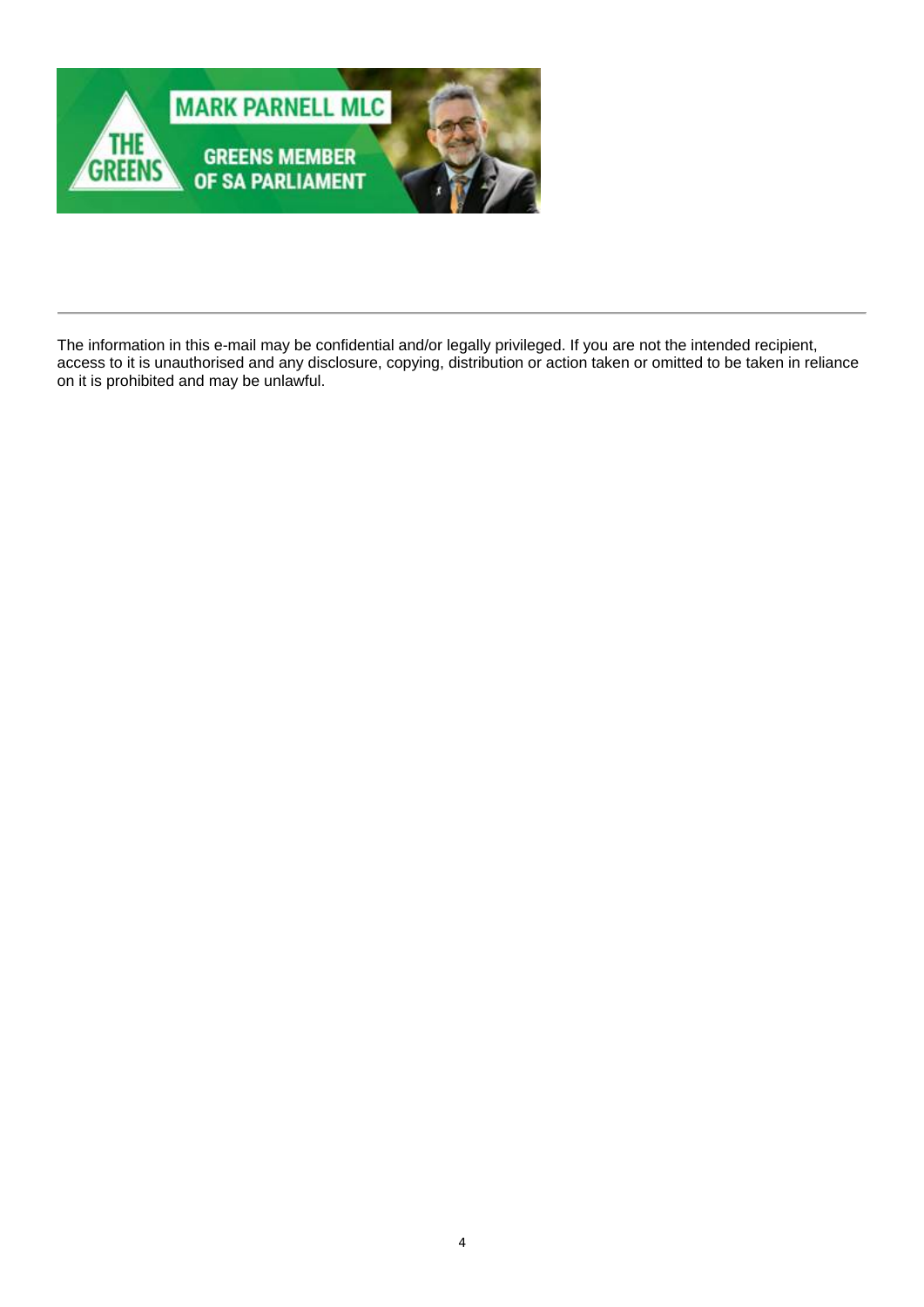MARK PARNELL MLC

THE GREENS

GREENS MEMBER OF SA PARLIAMENT

---

The information in this e-mail may be confidential and/or legally privileged. If you are not the intended recipient, access to it is unauthorised and any disclosure, copying, distribution or action taken or omitted to be taken in reliance on it is prohibited and may be unlawful.